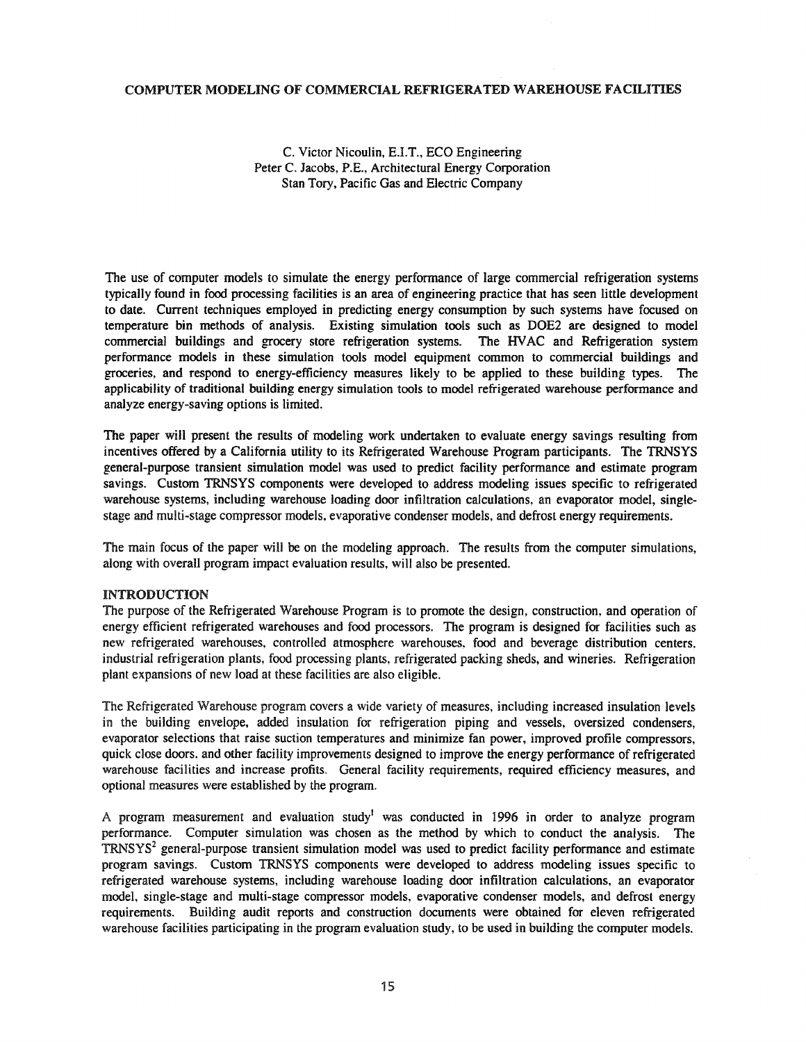# COMPUTER MODELING OF COMMERCIAL REFRIGERATED WAREHOUSE FACILITIES

C. Victor Nicoulin, E.I.T., ECO Engineering
Peter C. Jacobs, P.E., Architectural Energy Corporation
Stan Tory, Pacific Gas and Electric Company

The use of computer models to simulate the energy performance of large commercial refrigeration systems typically found in food processing facilities is an area of engineering practice that has seen little development to date. Current techniques employed in predicting energy consumption by such systems have focused on temperature bin methods of analysis. Existing simulation tools such as DOE2 are designed to model commercial buildings and grocery store refrigeration systems. The HVAC and Refrigeration system performance models in these simulation tools model equipment common to commercial buildings and groceries, and respond to energy-efficiency measures likely to be applied to these building types. The applicability of traditional building energy simulation tools to model refrigerated warehouse performance and analyze energy-saving options is limited.

The paper will present the results of modeling work undertaken to evaluate energy savings resulting from incentives offered by a California utility to its Refrigerated Warehouse Program participants. The TRNSYS general-purpose transient simulation model was used to predict facility performance and estimate program savings. Custom TRNSYS components were developed to address modeling issues specific to refrigerated warehouse systems, including warehouse loading door infiltration calculations, an evaporator model, single-stage and multi-stage compressor models, evaporative condenser models, and defrost energy requirements.

The main focus of the paper will be on the modeling approach. The results from the computer simulations, along with overall program impact evaluation results, will also be presented.

## INTRODUCTION

The purpose of the Refrigerated Warehouse Program is to promote the design, construction, and operation of energy efficient refrigerated warehouses and food processors. The program is designed for facilities such as new refrigerated warehouses, controlled atmosphere warehouses, food and beverage distribution centers, industrial refrigeration plants, food processing plants, refrigerated packing sheds, and wineries. Refrigeration plant expansions of new load at these facilities are also eligible.

The Refrigerated Warehouse program covers a wide variety of measures, including increased insulation levels in the building envelope, added insulation for refrigeration piping and vessels, oversized condensers, evaporator selections that raise suction temperatures and minimize fan power, improved profile compressors, quick close doors, and other facility improvements designed to improve the energy performance of refrigerated warehouse facilities and increase profits. General facility requirements, required efficiency measures, and optional measures were established by the program.

A program measurement and evaluation study[1] was conducted in 1996 in order to analyze program performance. Computer simulation was chosen as the method by which to conduct the analysis. The TRNSYS[2] general-purpose transient simulation model was used to predict facility performance and estimate program savings. Custom TRNSYS components were developed to address modeling issues specific to refrigerated warehouse systems, including warehouse loading door infiltration calculations, an evaporator model, single-stage and multi-stage compressor models, evaporative condenser models, and defrost energy requirements. Building audit reports and construction documents were obtained for eleven refrigerated warehouse facilities participating in the program evaluation study, to be used in building the computer models.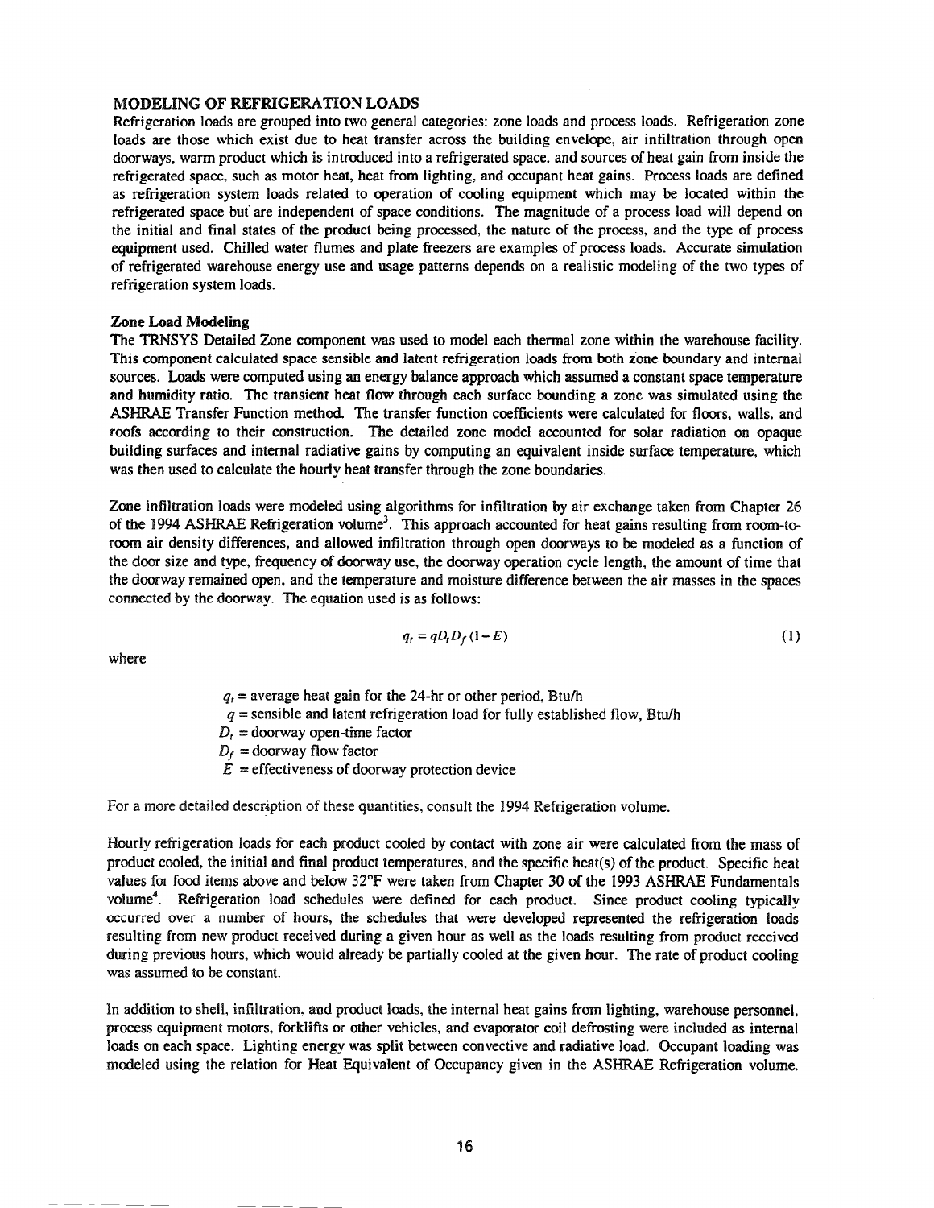## MODELING OF REFRIGERATION LOADS

Refrigeration loads are grouped into two general categories: zone loads and process loads. Refrigeration zone loads are those which exist due to heat transfer across the building envelope, air infiltration through open doorways, warm product which is introduced into a refrigerated space, and sources of heat gain from inside the refrigerated space, such as motor heat, heat from lighting, and occupant heat gains. Process loads are defined as refrigeration system loads related to operation of cooling equipment which may be located within the refrigerated space but are independent of space conditions. The magnitude of a process load will depend on the initial and final states of the product being processed, the nature of the process, and the type of process equipment used. Chilled water flumes and plate freezers are examples of process loads. Accurate simulation of refrigerated warehouse energy use and usage patterns depends on a realistic modeling of the two types of refrigeration system loads.

### Zone Load Modeling

The TRNSYS Detailed Zone component was used to model each thermal zone within the warehouse facility. This component calculated space sensible and latent refrigeration loads from both zone boundary and internal sources. Loads were computed using an energy balance approach which assumed a constant space temperature and humidity ratio. The transient heat flow through each surface bounding a zone was simulated using the ASHRAE Transfer Function method. The transfer function coefficients were calculated for floors, walls, and roofs according to their construction. The detailed zone model accounted for solar radiation on opaque building surfaces and internal radiative gains by computing an equivalent inside surface temperature, which was then used to calculate the hourly heat transfer through the zone boundaries.

Zone infiltration loads were modeled using algorithms for infiltration by air exchange taken from Chapter 26 of the 1994 ASHRAE Refrigeration volume[3]. This approach accounted for heat gains resulting from room-to-room air density differences, and allowed infiltration through open doorways to be modeled as a function of the door size and type, frequency of doorway use, the doorway operation cycle length, the amount of time that the doorway remained open, and the temperature and moisture difference between the air masses in the spaces connected by the doorway. The equation used is as follows:

$$q_t = q D_t D_f (1 - E) \tag{1}$$

where

- $q_t$ = average heat gain for the 24-hr or other period, Btu/h
- $q$ = sensible and latent refrigeration load for fully established flow, Btu/h
- $D_t$ = doorway open-time factor
- $D_f$ = doorway flow factor
- $E$ = effectiveness of doorway protection device

For a more detailed description of these quantities, consult the 1994 Refrigeration volume.

Hourly refrigeration loads for each product cooled by contact with zone air were calculated from the mass of product cooled, the initial and final product temperatures, and the specific heat(s) of the product. Specific heat values for food items above and below 32°F were taken from Chapter 30 of the 1993 ASHRAE Fundamentals volume[4]. Refrigeration load schedules were defined for each product. Since product cooling typically occurred over a number of hours, the schedules that were developed represented the refrigeration loads resulting from new product received during a given hour as well as the loads resulting from product received during previous hours, which would already be partially cooled at the given hour. The rate of product cooling was assumed to be constant.

In addition to shell, infiltration, and product loads, the internal heat gains from lighting, warehouse personnel, process equipment motors, forklifts or other vehicles, and evaporator coil defrosting were included as internal loads on each space. Lighting energy was split between convective and radiative load. Occupant loading was modeled using the relation for Heat Equivalent of Occupancy given in the ASHRAE Refrigeration volume.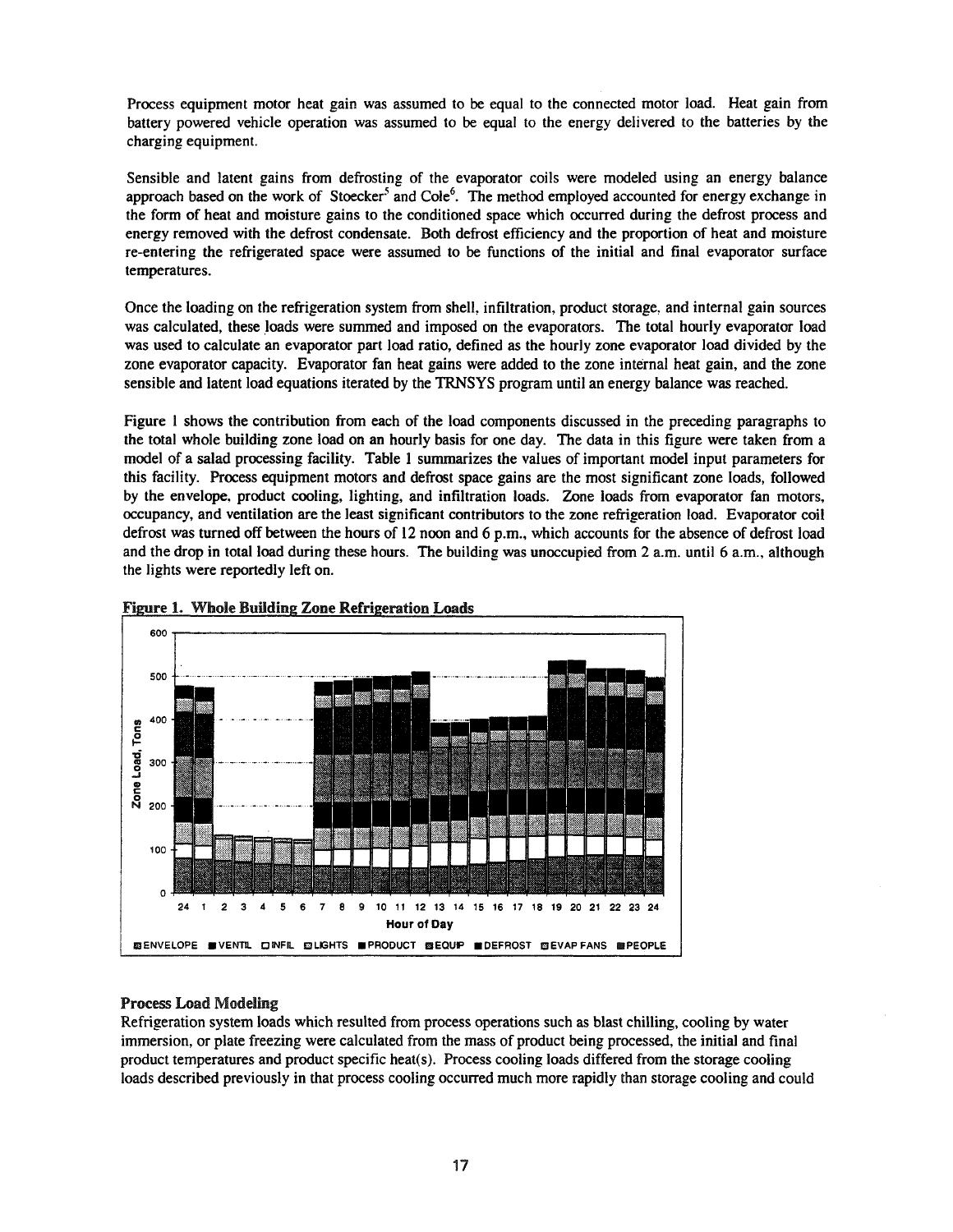Process equipment motor heat gain was assumed to be equal to the connected motor load. Heat gain from battery powered vehicle operation was assumed to be equal to the energy delivered to the batteries by the charging equipment.

Sensible and latent gains from defrosting of the evaporator coils were modeled using an energy balance approach based on the work of Stoecker[5] and Cole[6]. The method employed accounted for energy exchange in the form of heat and moisture gains to the conditioned space which occurred during the defrost process and energy removed with the defrost condensate. Both defrost efficiency and the proportion of heat and moisture re-entering the refrigerated space were assumed to be functions of the initial and final evaporator surface temperatures.

Once the loading on the refrigeration system from shell, infiltration, product storage, and internal gain sources was calculated, these loads were summed and imposed on the evaporators. The total hourly evaporator load was used to calculate an evaporator part load ratio, defined as the hourly zone evaporator load divided by the zone evaporator capacity. Evaporator fan heat gains were added to the zone internal heat gain, and the zone sensible and latent load equations iterated by the TRNSYS program until an energy balance was reached.

Figure 1 shows the contribution from each of the load components discussed in the preceding paragraphs to the total whole building zone load on an hourly basis for one day. The data in this figure were taken from a model of a salad processing facility. Table 1 summarizes the values of important model input parameters for this facility. Process equipment motors and defrost space gains are the most significant zone loads, followed by the envelope, product cooling, lighting, and infiltration loads. Zone loads from evaporator fan motors, occupancy, and ventilation are the least significant contributors to the zone refrigeration load. Evaporator coil defrost was turned off between the hours of 12 noon and 6 p.m., which accounts for the absence of defrost load and the drop in total load during these hours. The building was unoccupied from 2 a.m. until 6 a.m., although the lights were reportedly left on.

**Figure 1. Whole Building Zone Refrigeration Loads**

## Process Load Modeling

Refrigeration system loads which resulted from process operations such as blast chilling, cooling by water immersion, or plate freezing were calculated from the mass of product being processed, the initial and final product temperatures and product specific heat(s). Process cooling loads differed from the storage cooling loads described previously in that process cooling occurred much more rapidly than storage cooling and could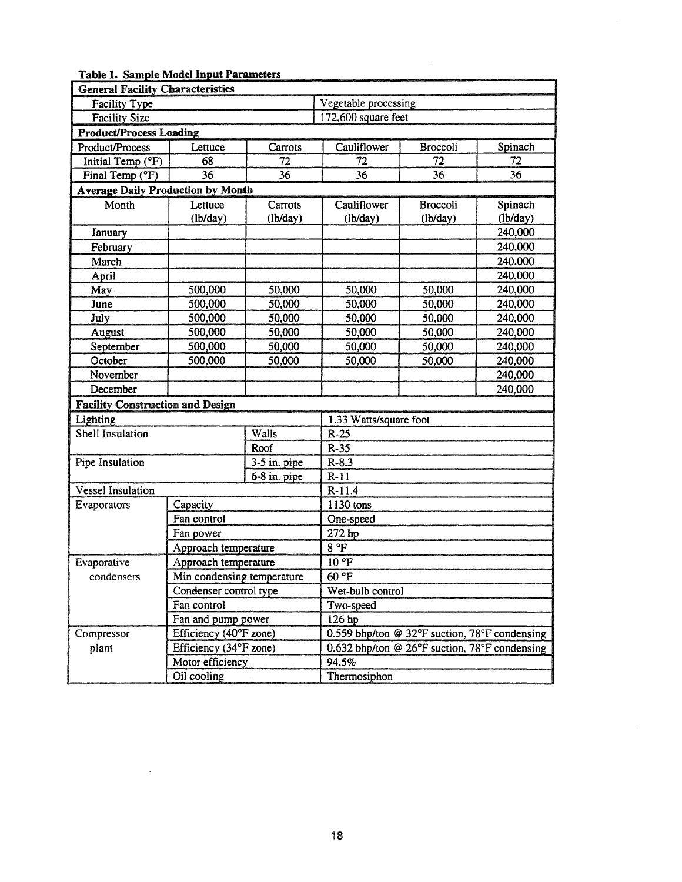**Table 1. Sample Model Input Parameters**

| **General Facility Characteristics** | | | | | |
|---|---|---|---|---|---|
| Facility Type | | | Vegetable processing | | |
| Facility Size | | | 172,600 square feet | | |
| **Product/Process Loading** | | | | | |
| Product/Process | Lettuce | Carrots | Cauliflower | Broccoli | Spinach |
| Initial Temp (°F) | 68 | 72 | 72 | 72 | 72 |
| Final Temp (°F) | 36 | 36 | 36 | 36 | 36 |
| **Average Daily Production by Month** | | | | | |
| Month | Lettuce (lb/day) | Carrots (lb/day) | Cauliflower (lb/day) | Broccoli (lb/day) | Spinach (lb/day) |
| January | | | | | 240,000 |
| February | | | | | 240,000 |
| March | | | | | 240,000 |
| April | | | | | 240,000 |
| May | 500,000 | 50,000 | 50,000 | 50,000 | 240,000 |
| June | 500,000 | 50,000 | 50,000 | 50,000 | 240,000 |
| July | 500,000 | 50,000 | 50,000 | 50,000 | 240,000 |
| August | 500,000 | 50,000 | 50,000 | 50,000 | 240,000 |
| September | 500,000 | 50,000 | 50,000 | 50,000 | 240,000 |
| October | 500,000 | 50,000 | 50,000 | 50,000 | 240,000 |
| November | | | | | 240,000 |
| December | | | | | 240,000 |
| **Facility Construction and Design** | | | | | |
| Lighting | | | 1.33 Watts/square foot | | |
| Shell Insulation | | Walls | R-25 | | |
| | | Roof | R-35 | | |
| Pipe Insulation | | 3-5 in. pipe | R-8.3 | | |
| | | 6-8 in. pipe | R-11 | | |
| Vessel Insulation | | | R-11.4 | | |
| Evaporators | Capacity | | 1130 tons | | |
| | Fan control | | One-speed | | |
| | Fan power | | 272 hp | | |
| | Approach temperature | | 8 °F | | |
| Evaporative condensers | Approach temperature | | 10 °F | | |
| | Min condensing temperature | | 60 °F | | |
| | Condenser control type | | Wet-bulb control | | |
| | Fan control | | Two-speed | | |
| | Fan and pump power | | 126 hp | | |
| Compressor plant | Efficiency (40°F zone) | | 0.559 bhp/ton @ 32°F suction, 78°F condensing | | |
| | Efficiency (34°F zone) | | 0.632 bhp/ton @ 26°F suction, 78°F condensing | | |
| | Motor efficiency | | 94.5% | | |
| | Oil cooling | | Thermosiphon | | |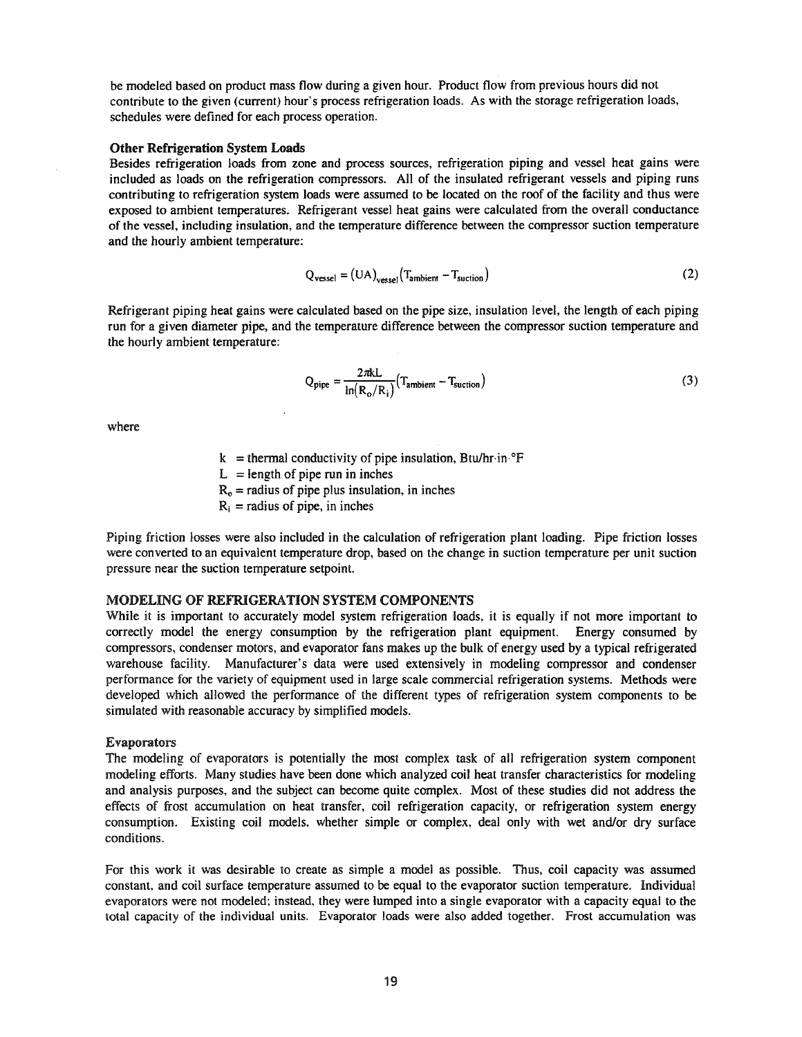be modeled based on product mass flow during a given hour. Product flow from previous hours did not contribute to the given (current) hour's process refrigeration loads. As with the storage refrigeration loads, schedules were defined for each process operation.

**Other Refrigeration System Loads**

Besides refrigeration loads from zone and process sources, refrigeration piping and vessel heat gains were included as loads on the refrigeration compressors. All of the insulated refrigerant vessels and piping runs contributing to refrigeration system loads were assumed to be located on the roof of the facility and thus were exposed to ambient temperatures. Refrigerant vessel heat gains were calculated from the overall conductance of the vessel, including insulation, and the temperature difference between the compressor suction temperature and the hourly ambient temperature:

$$Q_{vessel} = (UA)_{vessel}(T_{ambient} - T_{suction}) \tag{2}$$

Refrigerant piping heat gains were calculated based on the pipe size, insulation level, the length of each piping run for a given diameter pipe, and the temperature difference between the compressor suction temperature and the hourly ambient temperature:

$$Q_{pipe} = \frac{2\pi kL}{\ln(R_o/R_i)}(T_{ambient} - T_{suction}) \tag{3}$$

where

$k$ = thermal conductivity of pipe insulation, Btu/hr·in·°F
$L$ = length of pipe run in inches
$R_o$ = radius of pipe plus insulation, in inches
$R_i$ = radius of pipe, in inches

Piping friction losses were also included in the calculation of refrigeration plant loading. Pipe friction losses were converted to an equivalent temperature drop, based on the change in suction temperature per unit suction pressure near the suction temperature setpoint.

## MODELING OF REFRIGERATION SYSTEM COMPONENTS

While it is important to accurately model system refrigeration loads, it is equally if not more important to correctly model the energy consumption by the refrigeration plant equipment. Energy consumed by compressors, condenser motors, and evaporator fans makes up the bulk of energy used by a typical refrigerated warehouse facility. Manufacturer's data were used extensively in modeling compressor and condenser performance for the variety of equipment used in large scale commercial refrigeration systems. Methods were developed which allowed the performance of the different types of refrigeration system components to be simulated with reasonable accuracy by simplified models.

### Evaporators

The modeling of evaporators is potentially the most complex task of all refrigeration system component modeling efforts. Many studies have been done which analyzed coil heat transfer characteristics for modeling and analysis purposes, and the subject can become quite complex. Most of these studies did not address the effects of frost accumulation on heat transfer, coil refrigeration capacity, or refrigeration system energy consumption. Existing coil models, whether simple or complex, deal only with wet and/or dry surface conditions.

For this work it was desirable to create as simple a model as possible. Thus, coil capacity was assumed constant, and coil surface temperature assumed to be equal to the evaporator suction temperature. Individual evaporators were not modeled; instead, they were lumped into a single evaporator with a capacity equal to the total capacity of the individual units. Evaporator loads were also added together. Frost accumulation was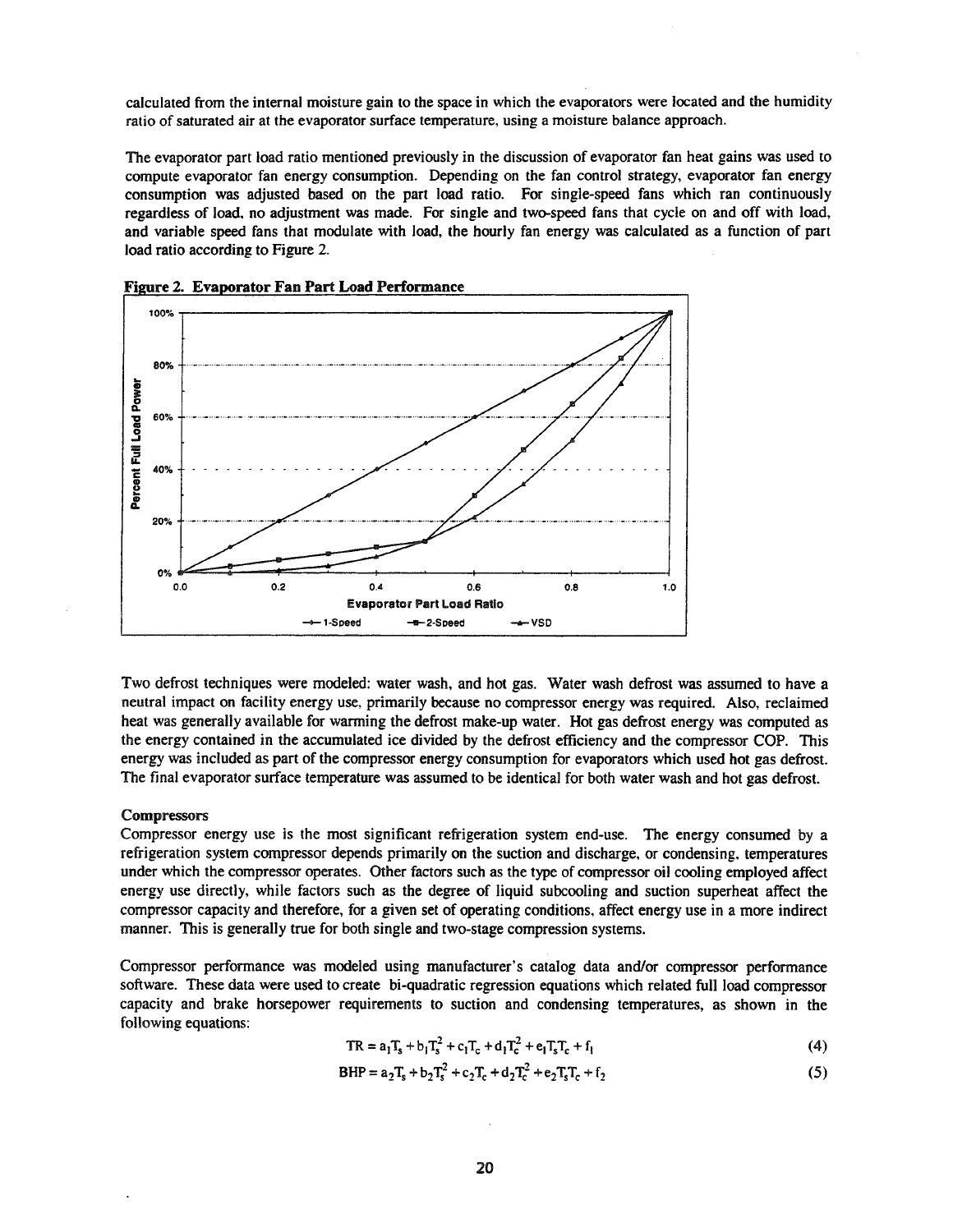calculated from the internal moisture gain to the space in which the evaporators were located and the humidity ratio of saturated air at the evaporator surface temperature, using a moisture balance approach.

The evaporator part load ratio mentioned previously in the discussion of evaporator fan heat gains was used to compute evaporator fan energy consumption. Depending on the fan control strategy, evaporator fan energy consumption was adjusted based on the part load ratio. For single-speed fans which ran continuously regardless of load, no adjustment was made. For single and two-speed fans that cycle on and off with load, and variable speed fans that modulate with load, the hourly fan energy was calculated as a function of part load ratio according to Figure 2.

**Figure 2. Evaporator Fan Part Load Performance**

Two defrost techniques were modeled: water wash, and hot gas. Water wash defrost was assumed to have a neutral impact on facility energy use, primarily because no compressor energy was required. Also, reclaimed heat was generally available for warming the defrost make-up water. Hot gas defrost energy was computed as the energy contained in the accumulated ice divided by the defrost efficiency and the compressor COP. This energy was included as part of the compressor energy consumption for evaporators which used hot gas defrost. The final evaporator surface temperature was assumed to be identical for both water wash and hot gas defrost.

### Compressors

Compressor energy use is the most significant refrigeration system end-use. The energy consumed by a refrigeration system compressor depends primarily on the suction and discharge, or condensing, temperatures under which the compressor operates. Other factors such as the type of compressor oil cooling employed affect energy use directly, while factors such as the degree of liquid subcooling and suction superheat affect the compressor capacity and therefore, for a given set of operating conditions, affect energy use in a more indirect manner. This is generally true for both single and two-stage compression systems.

Compressor performance was modeled using manufacturer's catalog data and/or compressor performance software. These data were used to create bi-quadratic regression equations which related full load compressor capacity and brake horsepower requirements to suction and condensing temperatures, as shown in the following equations:

$$TR = a_1T_s + b_1T_s^2 + c_1T_c + d_1T_c^2 + e_1T_sT_c + f_1 \tag{4}$$

$$BHP = a_2T_s + b_2T_s^2 + c_2T_c + d_2T_c^2 + e_2T_sT_c + f_2 \tag{5}$$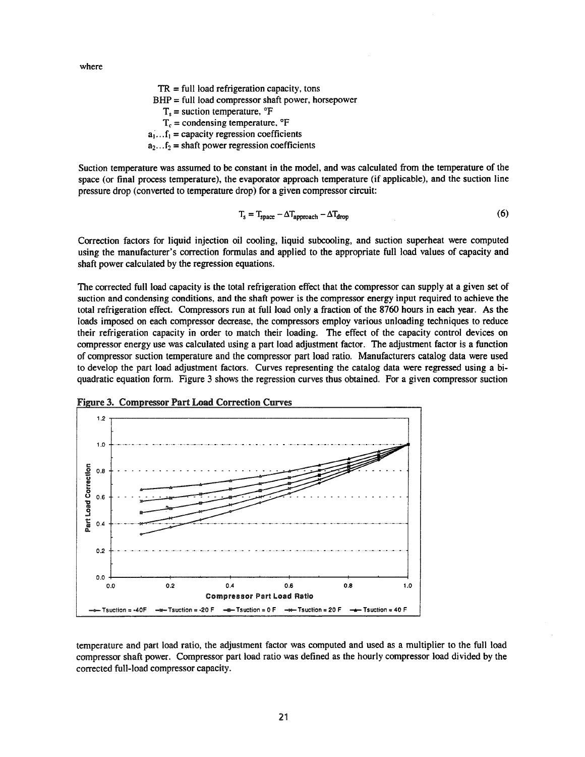where

$TR$ = full load refrigeration capacity, tons
$BHP$ = full load compressor shaft power, horsepower
$T_s$ = suction temperature, °F
$T_c$ = condensing temperature, °F
$a_1 \ldots f_1$ = capacity regression coefficients
$a_2 \ldots f_2$ = shaft power regression coefficients

Suction temperature was assumed to be constant in the model, and was calculated from the temperature of the space (or final process temperature), the evaporator approach temperature (if applicable), and the suction line pressure drop (converted to temperature drop) for a given compressor circuit:

$$T_s = T_{space} - \Delta T_{approach} - \Delta T_{drop} \tag{6}$$

Correction factors for liquid injection oil cooling, liquid subcooling, and suction superheat were computed using the manufacturer's correction formulas and applied to the appropriate full load values of capacity and shaft power calculated by the regression equations.

The corrected full load capacity is the total refrigeration effect that the compressor can supply at a given set of suction and condensing conditions, and the shaft power is the compressor energy input required to achieve the total refrigeration effect. Compressors run at full load only a fraction of the 8760 hours in each year. As the loads imposed on each compressor decrease, the compressors employ various unloading techniques to reduce their refrigeration capacity in order to match their loading. The effect of the capacity control devices on compressor energy use was calculated using a part load adjustment factor. The adjustment factor is a function of compressor suction temperature and the compressor part load ratio. Manufacturers catalog data were used to develop the part load adjustment factors. Curves representing the catalog data were regressed using a bi-quadratic equation form. Figure 3 shows the regression curves thus obtained. For a given compressor suction

**Figure 3. Compressor Part Load Correction Curves**

temperature and part load ratio, the adjustment factor was computed and used as a multiplier to the full load compressor shaft power. Compressor part load ratio was defined as the hourly compressor load divided by the corrected full-load compressor capacity.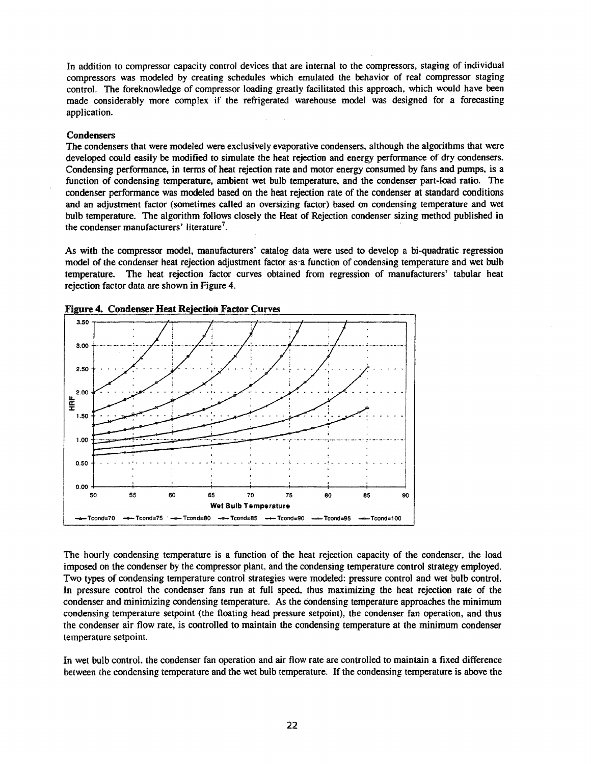In addition to compressor capacity control devices that are internal to the compressors, staging of individual compressors was modeled by creating schedules which emulated the behavior of real compressor staging control. The foreknowledge of compressor loading greatly facilitated this approach, which would have been made considerably more complex if the refrigerated warehouse model was designed for a forecasting application.

### Condensers

The condensers that were modeled were exclusively evaporative condensers, although the algorithms that were developed could easily be modified to simulate the heat rejection and energy performance of dry condensers. Condensing performance, in terms of heat rejection rate and motor energy consumed by fans and pumps, is a function of condensing temperature, ambient wet bulb temperature, and the condenser part-load ratio. The condenser performance was modeled based on the heat rejection rate of the condenser at standard conditions and an adjustment factor (sometimes called an oversizing factor) based on condensing temperature and wet bulb temperature. The algorithm follows closely the Heat of Rejection condenser sizing method published in the condenser manufacturers' literature[7].

As with the compressor model, manufacturers' catalog data were used to develop a bi-quadratic regression model of the condenser heat rejection adjustment factor as a function of condensing temperature and wet bulb temperature. The heat rejection factor curves obtained from regression of manufacturers' tabular heat rejection factor data are shown in Figure 4.

**Figure 4. Condenser Heat Rejection Factor Curves**

The hourly condensing temperature is a function of the heat rejection capacity of the condenser, the load imposed on the condenser by the compressor plant, and the condensing temperature control strategy employed. Two types of condensing temperature control strategies were modeled: pressure control and wet bulb control. In pressure control the condenser fans run at full speed, thus maximizing the heat rejection rate of the condenser and minimizing condensing temperature. As the condensing temperature approaches the minimum condensing temperature setpoint (the floating head pressure setpoint), the condenser fan operation, and thus the condenser air flow rate, is controlled to maintain the condensing temperature at the minimum condenser temperature setpoint.

In wet bulb control, the condenser fan operation and air flow rate are controlled to maintain a fixed difference between the condensing temperature and the wet bulb temperature. If the condensing temperature is above the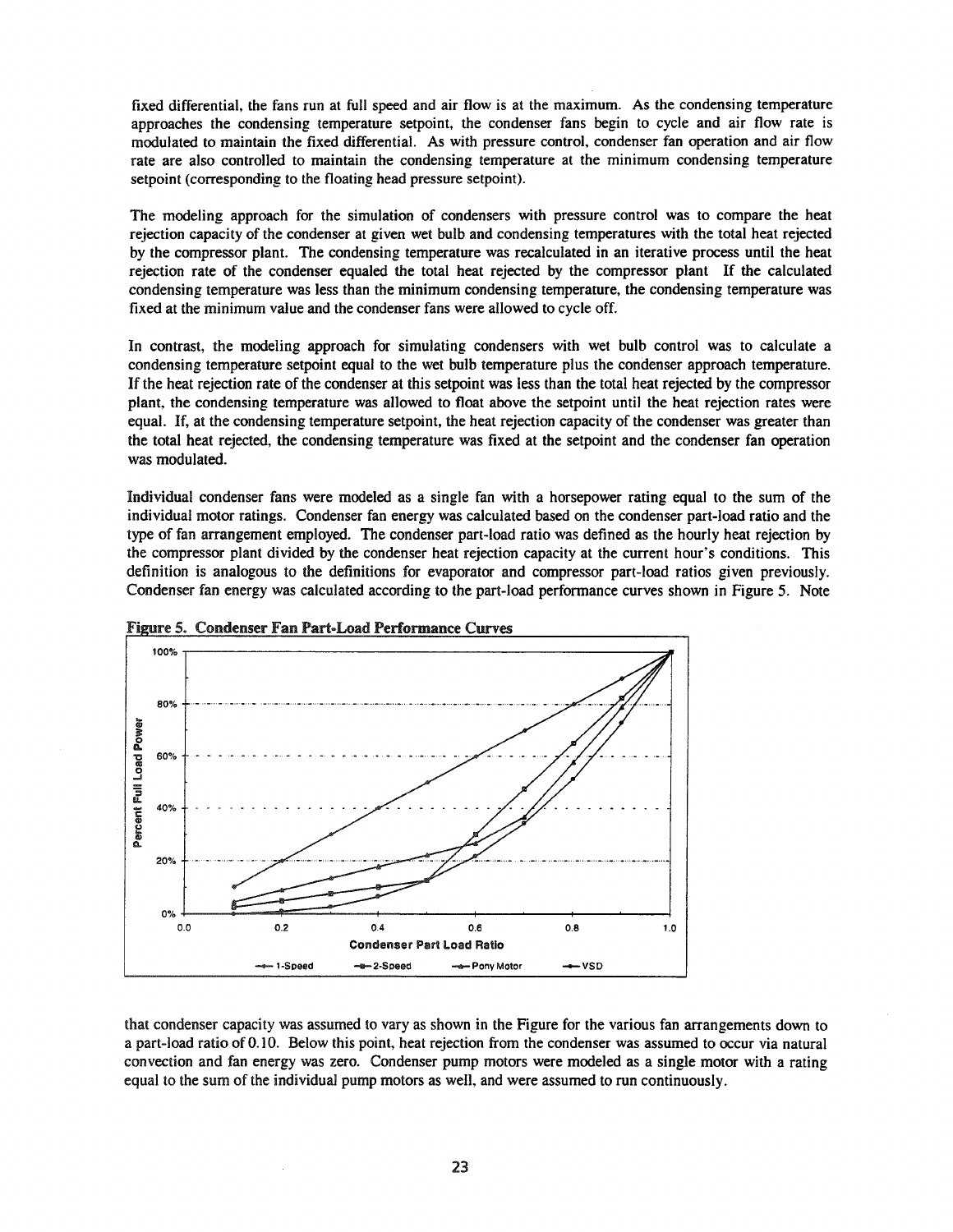fixed differential, the fans run at full speed and air flow is at the maximum. As the condensing temperature approaches the condensing temperature setpoint, the condenser fans begin to cycle and air flow rate is modulated to maintain the fixed differential. As with pressure control, condenser fan operation and air flow rate are also controlled to maintain the condensing temperature at the minimum condensing temperature setpoint (corresponding to the floating head pressure setpoint).

The modeling approach for the simulation of condensers with pressure control was to compare the heat rejection capacity of the condenser at given wet bulb and condensing temperatures with the total heat rejected by the compressor plant. The condensing temperature was recalculated in an iterative process until the heat rejection rate of the condenser equaled the total heat rejected by the compressor plant If the calculated condensing temperature was less than the minimum condensing temperature, the condensing temperature was fixed at the minimum value and the condenser fans were allowed to cycle off.

In contrast, the modeling approach for simulating condensers with wet bulb control was to calculate a condensing temperature setpoint equal to the wet bulb temperature plus the condenser approach temperature. If the heat rejection rate of the condenser at this setpoint was less than the total heat rejected by the compressor plant, the condensing temperature was allowed to float above the setpoint until the heat rejection rates were equal. If, at the condensing temperature setpoint, the heat rejection capacity of the condenser was greater than the total heat rejected, the condensing temperature was fixed at the setpoint and the condenser fan operation was modulated.

Individual condenser fans were modeled as a single fan with a horsepower rating equal to the sum of the individual motor ratings. Condenser fan energy was calculated based on the condenser part-load ratio and the type of fan arrangement employed. The condenser part-load ratio was defined as the hourly heat rejection by the compressor plant divided by the condenser heat rejection capacity at the current hour's conditions. This definition is analogous to the definitions for evaporator and compressor part-load ratios given previously. Condenser fan energy was calculated according to the part-load performance curves shown in Figure 5. Note

**Figure 5. Condenser Fan Part-Load Performance Curves**

that condenser capacity was assumed to vary as shown in the Figure for the various fan arrangements down to a part-load ratio of 0.10. Below this point, heat rejection from the condenser was assumed to occur via natural convection and fan energy was zero. Condenser pump motors were modeled as a single motor with a rating equal to the sum of the individual pump motors as well, and were assumed to run continuously.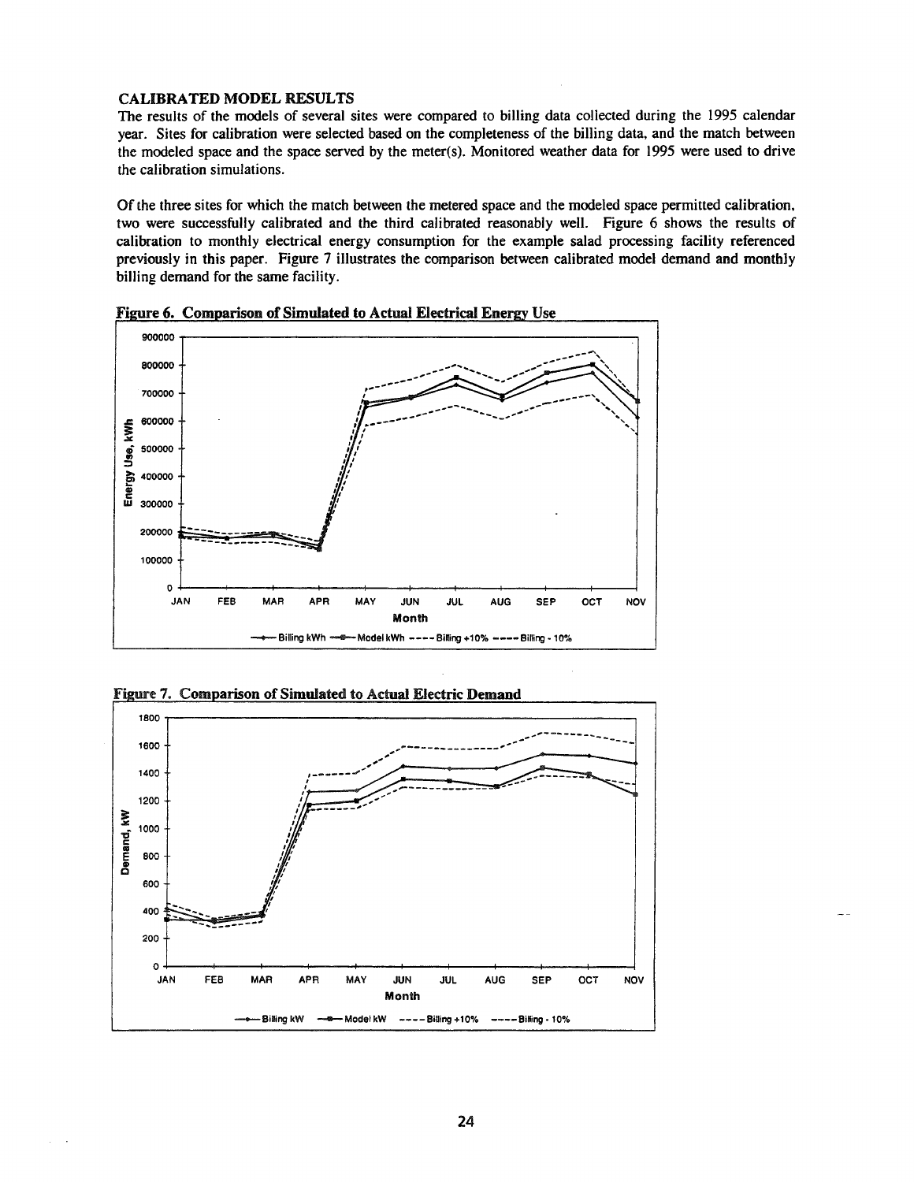### CALIBRATED MODEL RESULTS

The results of the models of several sites were compared to billing data collected during the 1995 calendar year. Sites for calibration were selected based on the completeness of the billing data, and the match between the modeled space and the space served by the meter(s). Monitored weather data for 1995 were used to drive the calibration simulations.

Of the three sites for which the match between the metered space and the modeled space permitted calibration, two were successfully calibrated and the third calibrated reasonably well. Figure 6 shows the results of calibration to monthly electrical energy consumption for the example salad processing facility referenced previously in this paper. Figure 7 illustrates the comparison between calibrated model demand and monthly billing demand for the same facility.

**Figure 6. Comparison of Simulated to Actual Electrical Energy Use**

**Figure 7. Comparison of Simulated to Actual Electric Demand**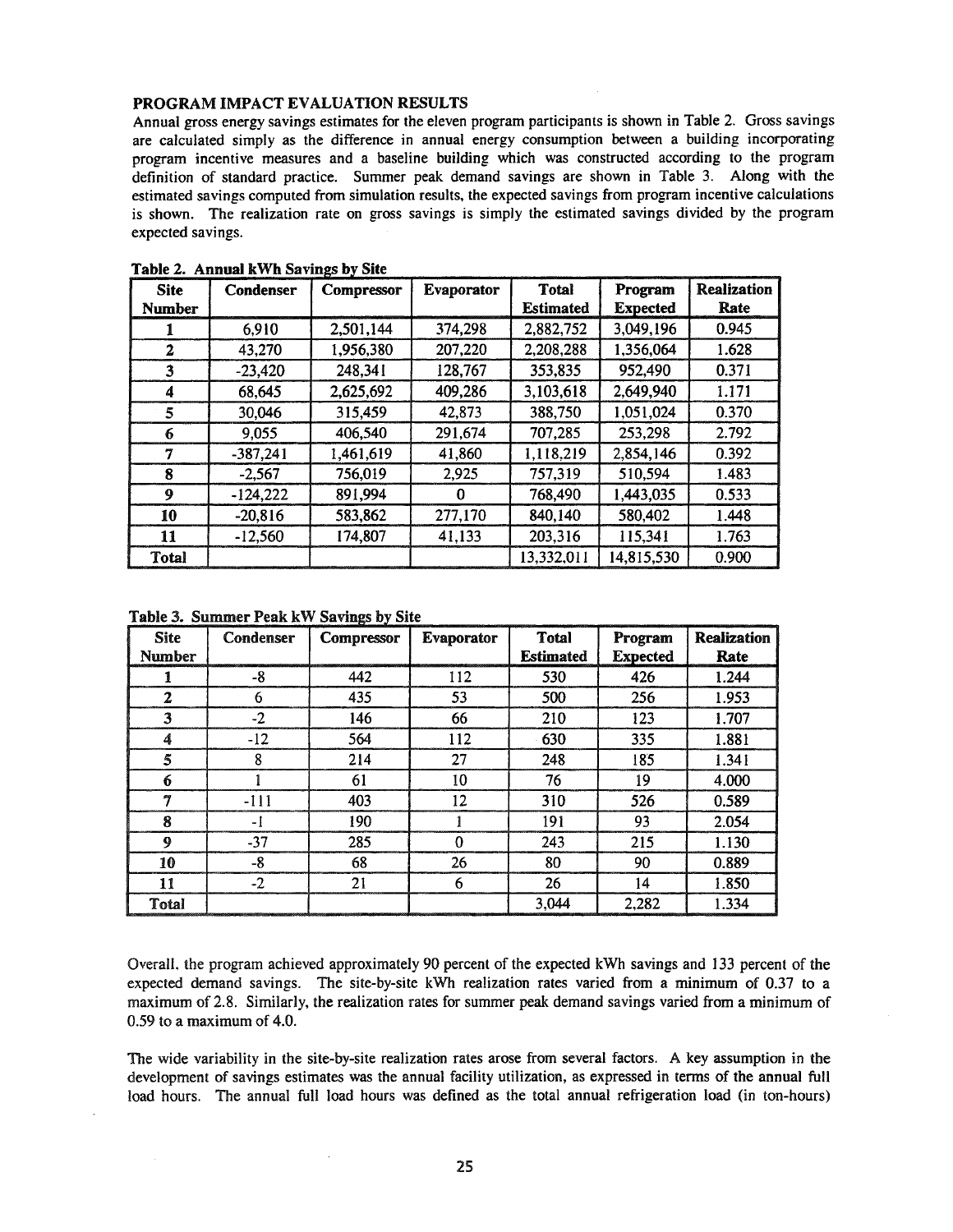## PROGRAM IMPACT EVALUATION RESULTS

Annual gross energy savings estimates for the eleven program participants is shown in Table 2. Gross savings are calculated simply as the difference in annual energy consumption between a building incorporating program incentive measures and a baseline building which was constructed according to the program definition of standard practice. Summer peak demand savings are shown in Table 3. Along with the estimated savings computed from simulation results, the expected savings from program incentive calculations is shown. The realization rate on gross savings is simply the estimated savings divided by the program expected savings.

**Table 2. Annual kWh Savings by Site**

| Site Number | Condenser | Compressor | Evaporator | Total Estimated | Program Expected | Realization Rate |
|---|---|---|---|---|---|---|
| 1 | 6,910 | 2,501,144 | 374,298 | 2,882,752 | 3,049,196 | 0.945 |
| 2 | 43,270 | 1,956,380 | 207,220 | 2,208,288 | 1,356,064 | 1.628 |
| 3 | -23,420 | 248,341 | 128,767 | 353,835 | 952,490 | 0.371 |
| 4 | 68,645 | 2,625,692 | 409,286 | 3,103,618 | 2,649,940 | 1.171 |
| 5 | 30,046 | 315,459 | 42,873 | 388,750 | 1,051,024 | 0.370 |
| 6 | 9,055 | 406,540 | 291,674 | 707,285 | 253,298 | 2.792 |
| 7 | -387,241 | 1,461,619 | 41,860 | 1,118,219 | 2,854,146 | 0.392 |
| 8 | -2,567 | 756,019 | 2,925 | 757,319 | 510,594 | 1.483 |
| 9 | -124,222 | 891,994 | 0 | 768,490 | 1,443,035 | 0.533 |
| 10 | -20,816 | 583,862 | 277,170 | 840,140 | 580,402 | 1.448 |
| 11 | -12,560 | 174,807 | 41,133 | 203,316 | 115,341 | 1.763 |
| Total | | | | 13,332,011 | 14,815,530 | 0.900 |

**Table 3. Summer Peak kW Savings by Site**

| Site Number | Condenser | Compressor | Evaporator | Total Estimated | Program Expected | Realization Rate |
|---|---|---|---|---|---|---|
| 1 | -8 | 442 | 112 | 530 | 426 | 1.244 |
| 2 | 6 | 435 | 53 | 500 | 256 | 1.953 |
| 3 | -2 | 146 | 66 | 210 | 123 | 1.707 |
| 4 | -12 | 564 | 112 | 630 | 335 | 1.881 |
| 5 | 8 | 214 | 27 | 248 | 185 | 1.341 |
| 6 | 1 | 61 | 10 | 76 | 19 | 4.000 |
| 7 | -111 | 403 | 12 | 310 | 526 | 0.589 |
| 8 | -1 | 190 | 1 | 191 | 93 | 2.054 |
| 9 | -37 | 285 | 0 | 243 | 215 | 1.130 |
| 10 | -8 | 68 | 26 | 80 | 90 | 0.889 |
| 11 | -2 | 21 | 6 | 26 | 14 | 1.850 |
| Total | | | | 3,044 | 2,282 | 1.334 |

Overall, the program achieved approximately 90 percent of the expected kWh savings and 133 percent of the expected demand savings. The site-by-site kWh realization rates varied from a minimum of 0.37 to a maximum of 2.8. Similarly, the realization rates for summer peak demand savings varied from a minimum of 0.59 to a maximum of 4.0.

The wide variability in the site-by-site realization rates arose from several factors. A key assumption in the development of savings estimates was the annual facility utilization, as expressed in terms of the annual full load hours. The annual full load hours was defined as the total annual refrigeration load (in ton-hours)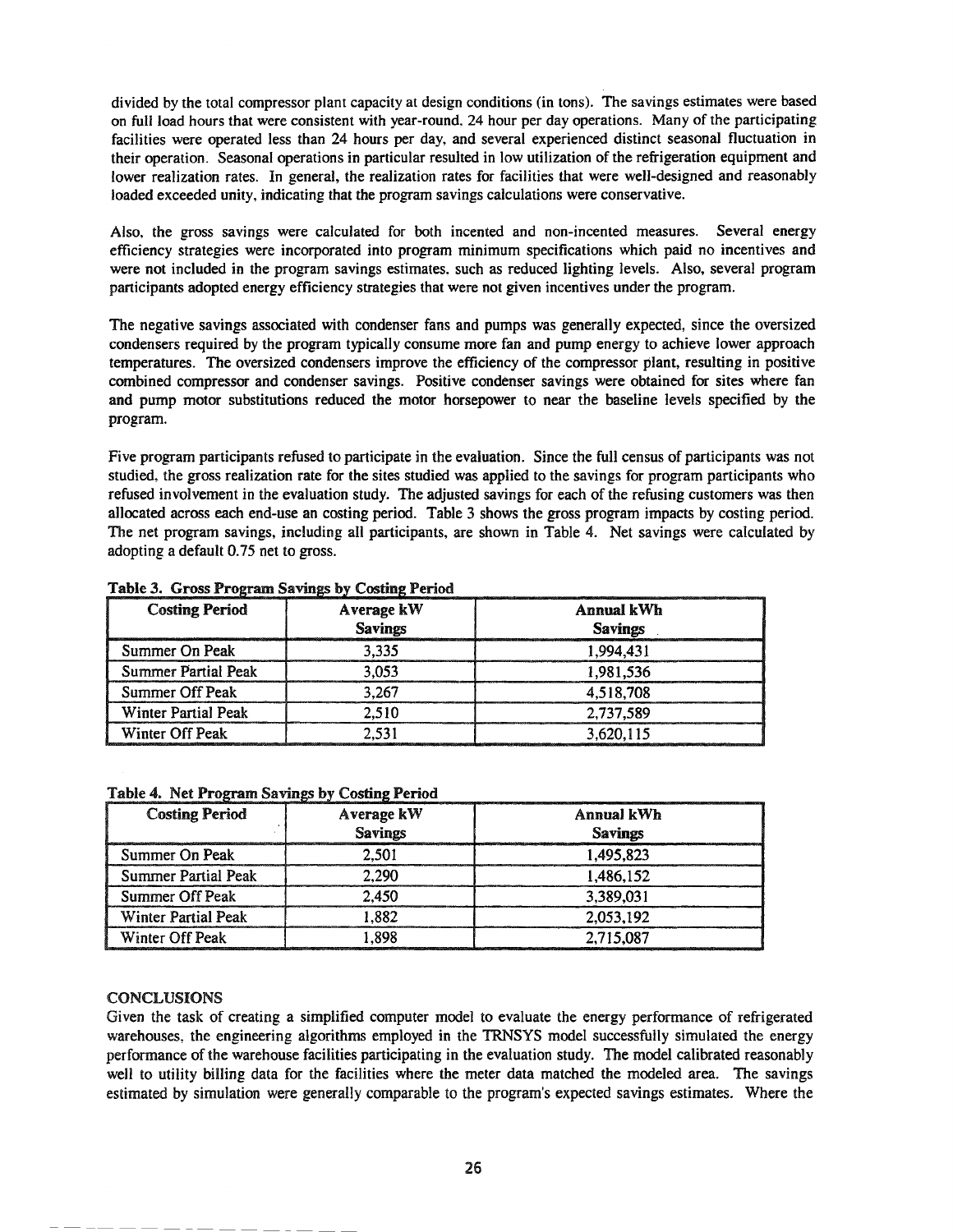divided by the total compressor plant capacity at design conditions (in tons). The savings estimates were based on full load hours that were consistent with year-round, 24 hour per day operations. Many of the participating facilities were operated less than 24 hours per day, and several experienced distinct seasonal fluctuation in their operation. Seasonal operations in particular resulted in low utilization of the refrigeration equipment and lower realization rates. In general, the realization rates for facilities that were well-designed and reasonably loaded exceeded unity, indicating that the program savings calculations were conservative.

Also, the gross savings were calculated for both incented and non-incented measures. Several energy efficiency strategies were incorporated into program minimum specifications which paid no incentives and were not included in the program savings estimates, such as reduced lighting levels. Also, several program participants adopted energy efficiency strategies that were not given incentives under the program.

The negative savings associated with condenser fans and pumps was generally expected, since the oversized condensers required by the program typically consume more fan and pump energy to achieve lower approach temperatures. The oversized condensers improve the efficiency of the compressor plant, resulting in positive combined compressor and condenser savings. Positive condenser savings were obtained for sites where fan and pump motor substitutions reduced the motor horsepower to near the baseline levels specified by the program.

Five program participants refused to participate in the evaluation. Since the full census of participants was not studied, the gross realization rate for the sites studied was applied to the savings for program participants who refused involvement in the evaluation study. The adjusted savings for each of the refusing customers was then allocated across each end-use an costing period. Table 3 shows the gross program impacts by costing period. The net program savings, including all participants, are shown in Table 4. Net savings were calculated by adopting a default 0.75 net to gross.

**Table 3. Gross Program Savings by Costing Period**

| Costing Period | Average kW Savings | Annual kWh Savings |
|---|---|---|
| Summer On Peak | 3,335 | 1,994,431 |
| Summer Partial Peak | 3,053 | 1,981,536 |
| Summer Off Peak | 3,267 | 4,518,708 |
| Winter Partial Peak | 2,510 | 2,737,589 |
| Winter Off Peak | 2,531 | 3,620,115 |

**Table 4. Net Program Savings by Costing Period**

| Costing Period | Average kW Savings | Annual kWh Savings |
|---|---|---|
| Summer On Peak | 2,501 | 1,495,823 |
| Summer Partial Peak | 2,290 | 1,486,152 |
| Summer Off Peak | 2,450 | 3,389,031 |
| Winter Partial Peak | 1,882 | 2,053,192 |
| Winter Off Peak | 1,898 | 2,715,087 |

## CONCLUSIONS

Given the task of creating a simplified computer model to evaluate the energy performance of refrigerated warehouses, the engineering algorithms employed in the TRNSYS model successfully simulated the energy performance of the warehouse facilities participating in the evaluation study. The model calibrated reasonably well to utility billing data for the facilities where the meter data matched the modeled area. The savings estimated by simulation were generally comparable to the program's expected savings estimates. Where the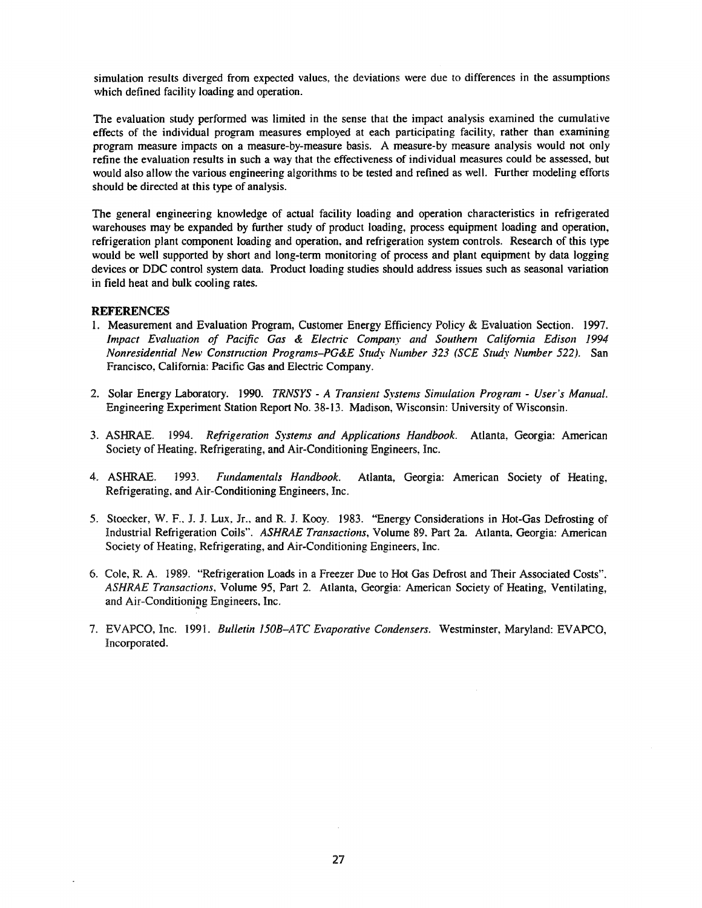simulation results diverged from expected values, the deviations were due to differences in the assumptions which defined facility loading and operation.

The evaluation study performed was limited in the sense that the impact analysis examined the cumulative effects of the individual program measures employed at each participating facility, rather than examining program measure impacts on a measure-by-measure basis. A measure-by measure analysis would not only refine the evaluation results in such a way that the effectiveness of individual measures could be assessed, but would also allow the various engineering algorithms to be tested and refined as well. Further modeling efforts should be directed at this type of analysis.

The general engineering knowledge of actual facility loading and operation characteristics in refrigerated warehouses may be expanded by further study of product loading, process equipment loading and operation, refrigeration plant component loading and operation, and refrigeration system controls. Research of this type would be well supported by short and long-term monitoring of process and plant equipment by data logging devices or DDC control system data. Product loading studies should address issues such as seasonal variation in field heat and bulk cooling rates.

## REFERENCES

1. Measurement and Evaluation Program, Customer Energy Efficiency Policy & Evaluation Section. 1997. *Impact Evaluation of Pacific Gas & Electric Company and Southern California Edison 1994 Nonresidential New Construction Programs–PG&E Study Number 323 (SCE Study Number 522).* San Francisco, California: Pacific Gas and Electric Company.

2. Solar Energy Laboratory. 1990. *TRNSYS - A Transient Systems Simulation Program - User's Manual.* Engineering Experiment Station Report No. 38-13. Madison, Wisconsin: University of Wisconsin.

3. ASHRAE. 1994. *Refrigeration Systems and Applications Handbook.* Atlanta, Georgia: American Society of Heating, Refrigerating, and Air-Conditioning Engineers, Inc.

4. ASHRAE. 1993. *Fundamentals Handbook.* Atlanta, Georgia: American Society of Heating, Refrigerating, and Air-Conditioning Engineers, Inc.

5. Stoecker, W. F., J. J. Lux, Jr., and R. J. Kooy. 1983. "Energy Considerations in Hot-Gas Defrosting of Industrial Refrigeration Coils". *ASHRAE Transactions*, Volume 89, Part 2a. Atlanta, Georgia: American Society of Heating, Refrigerating, and Air-Conditioning Engineers, Inc.

6. Cole, R. A. 1989. "Refrigeration Loads in a Freezer Due to Hot Gas Defrost and Their Associated Costs". *ASHRAE Transactions*, Volume 95, Part 2. Atlanta, Georgia: American Society of Heating, Ventilating, and Air-Conditioning Engineers, Inc.

7. EVAPCO, Inc. 1991. *Bulletin 150B–ATC Evaporative Condensers.* Westminster, Maryland: EVAPCO, Incorporated.